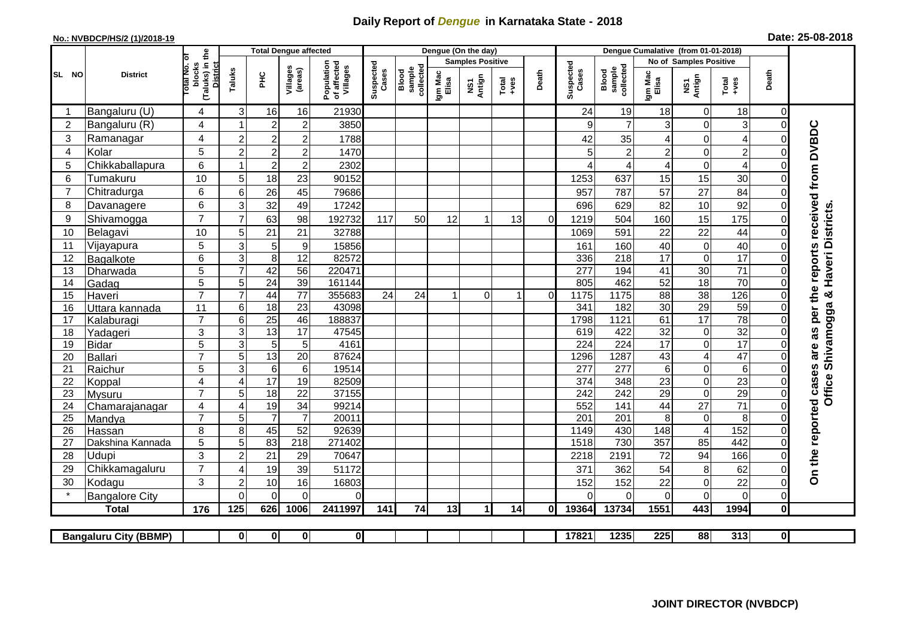# Daily Report of *Dengue* in Karnataka State - 2018

**No.: NVBDCP/HS/2 (1)/2018-19**

**Date: 25-08-2018**

| SL NO | District | Total No. of blocks (Taluks) in the District | Total Dengue affected | | | | Dengue (On the day) | | | | | | | Dengue Cumalative (from 01-01-2018) | | | | | | | |
|---|---|---|---|---|---|---|---|---|---|---|---|---|---|---|---|---|---|---|---|---|
| | | | Taluks | PHC | Villages (areas) | Population of affected Villages | Suspected Cases | Blood sample collected | Samples Positive | | | Death | Suspected Cases | Blood sample collected | No of Samples Positive | | | Death | |
| | | | | | | | | | Igm Mac Elisa | NS1 Antign | Total +ves | | | | Igm Mac Elisa | NS1 Antign | Total +ves | | |
| 1 | Bangaluru (U) | 4 | 3 | 16 | 16 | 21930 | | | | | | | 24 | 19 | 18 | 0 | 18 | 0 | On the reported cases are as per the reports received from DVBDC Office Shivamogga & Haveri Districts. |
| 2 | Bangaluru (R) | 4 | 1 | 2 | 2 | 3850 | | | | | | | 9 | 7 | 3 | 0 | 3 | 0 | |
| 3 | Ramanagar | 4 | 2 | 2 | 2 | 1788 | | | | | | | 42 | 35 | 4 | 0 | 4 | 0 | |
| 4 | Kolar | 5 | 2 | 2 | 2 | 1470 | | | | | | | 5 | 2 | 2 | 0 | 2 | 0 | |
| 5 | Chikkaballapura | 6 | 1 | 2 | 2 | 2302 | | | | | | | 4 | 4 | 4 | 0 | 4 | 0 | |
| 6 | Tumakuru | 10 | 5 | 18 | 23 | 90152 | | | | | | | 1253 | 637 | 15 | 15 | 30 | 0 | |
| 7 | Chitradurga | 6 | 6 | 26 | 45 | 79686 | | | | | | | 957 | 787 | 57 | 27 | 84 | 0 | |
| 8 | Davanagere | 6 | 3 | 32 | 49 | 17242 | | | | | | | 696 | 629 | 82 | 10 | 92 | 0 | |
| 9 | Shivamogga | 7 | 7 | 63 | 98 | 192732 | 117 | 50 | 12 | 1 | 13 | 0 | 1219 | 504 | 160 | 15 | 175 | 0 | |
| 10 | Belagavi | 10 | 5 | 21 | 21 | 32788 | | | | | | | 1069 | 591 | 22 | 22 | 44 | 0 | |
| 11 | Vijayapura | 5 | 3 | 5 | 9 | 15856 | | | | | | | 161 | 160 | 40 | 0 | 40 | 0 | |
| 12 | Bagalkote | 6 | 3 | 8 | 12 | 82572 | | | | | | | 336 | 218 | 17 | 0 | 17 | 0 | |
| 13 | Dharwada | 5 | 7 | 42 | 56 | 220471 | | | | | | | 277 | 194 | 41 | 30 | 71 | 0 | |
| 14 | Gadag | 5 | 5 | 24 | 39 | 161144 | | | | | | | 805 | 462 | 52 | 18 | 70 | 0 | |
| 15 | Haveri | 7 | 7 | 44 | 77 | 355683 | 24 | 24 | 1 | 0 | 1 | 0 | 1175 | 1175 | 88 | 38 | 126 | 0 | |
| 16 | Uttara kannada | 11 | 6 | 18 | 23 | 43098 | | | | | | | 341 | 182 | 30 | 29 | 59 | 0 | |
| 17 | Kalaburagi | 7 | 6 | 25 | 46 | 188837 | | | | | | | 1798 | 1121 | 61 | 17 | 78 | 0 | |
| 18 | Yadageri | 3 | 3 | 13 | 17 | 47545 | | | | | | | 619 | 422 | 32 | 0 | 32 | 0 | |
| 19 | Bidar | 5 | 3 | 5 | 5 | 4161 | | | | | | | 224 | 224 | 17 | 0 | 17 | 0 | |
| 20 | Ballari | 7 | 5 | 13 | 20 | 87624 | | | | | | | 1296 | 1287 | 43 | 4 | 47 | 0 | |
| 21 | Raichur | 5 | 3 | 6 | 6 | 19514 | | | | | | | 277 | 277 | 6 | 0 | 6 | 0 | |
| 22 | Koppal | 4 | 4 | 17 | 19 | 82509 | | | | | | | 374 | 348 | 23 | 0 | 23 | 0 | |
| 23 | Mysuru | 7 | 5 | 18 | 22 | 37155 | | | | | | | 242 | 242 | 29 | 0 | 29 | 0 | |
| 24 | Chamarajanagar | 4 | 4 | 19 | 34 | 99214 | | | | | | | 552 | 141 | 44 | 27 | 71 | 0 | |
| 25 | Mandya | 7 | 5 | 7 | 7 | 20011 | | | | | | | 201 | 201 | 8 | 0 | 8 | 0 | |
| 26 | Hassan | 8 | 8 | 45 | 52 | 92639 | | | | | | | 1149 | 430 | 148 | 4 | 152 | 0 | |
| 27 | Dakshina Kannada | 5 | 5 | 83 | 218 | 271402 | | | | | | | 1518 | 730 | 357 | 85 | 442 | 0 | |
| 28 | Udupi | 3 | 2 | 21 | 29 | 70647 | | | | | | | 2218 | 2191 | 72 | 94 | 166 | 0 | |
| 29 | Chikkamagaluru | 7 | 4 | 19 | 39 | 51172 | | | | | | | 371 | 362 | 54 | 8 | 62 | 0 | |
| 30 | Kodagu | 3 | 2 | 10 | 16 | 16803 | | | | | | | 152 | 152 | 22 | 0 | 22 | 0 | |
| * | Bangalore City | | 0 | 0 | 0 | 0 | | | | | | | 0 | 0 | 0 | 0 | 0 | 0 | |
| **Total** | | **176** | **125** | **626** | **1006** | **2411997** | **141** | **74** | **13** | **1** | **14** | **0** | **19364** | **13734** | **1551** | **443** | **1994** | **0** | |

| Bangaluru City (BBMP) | | 0 | 0 | 0 | 0 | | | | | | | 17821 | 1235 | 225 | 88 | 313 | 0 |
|---|---|---|---|---|---|---|---|---|---|---|---|---|---|---|---|---|---|

**JOINT DIRECTOR (NVBDCP)**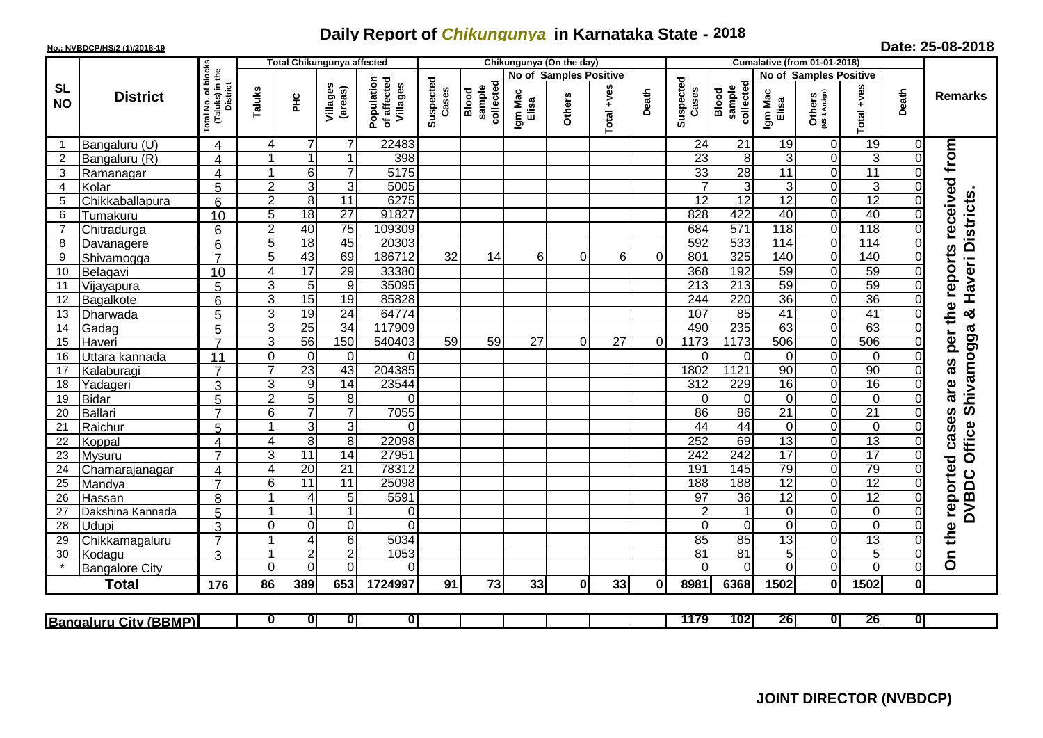# Daily Report of *Chikungunya* in Karnataka State - 2018

**No.: NVBDCP/HS/2 (1)/2018-19**

**Date: 25-08-2018**

| SL NO | District | Total No. of blocks (Taluks) in the District | Total Chikungunya affected | | | | Chikungunya (On the day) | | | | | | | Cumalative (from 01-01-2018) | | | | | | | Remarks |
|---|---|---|---|---|---|---|---|---|---|---|---|---|---|---|---|---|---|---|---|---|---|
| | | | Taluks | PHC | Villages (areas) | Population of affected Villages | Suspected Cases | Blood sample collected | No of Samples Positive | | | Death | Suspected Cases | Blood sample collected | No of Samples Positive | | | Death | |
| | | | | | | | | | Igm Mac Elisa | Others | Total +ves | | | | Igm Mac Elisa | Others (NS 1 Antign) | Total +ves | | |
| 1 | Bangaluru (U) | 4 | 4 | 7 | 7 | 22483 | | | | | | | 24 | 21 | 19 | 0 | 19 | 0 | On the reported cases are as per the reports received from DVBDC Office Shivamogga & Haveri Districts. |
| 2 | Bangaluru (R) | 4 | 1 | 1 | 1 | 398 | | | | | | | 23 | 8 | 3 | 0 | 3 | 0 | |
| 3 | Ramanagar | 4 | 1 | 6 | 7 | 5175 | | | | | | | 33 | 28 | 11 | 0 | 11 | 0 | |
| 4 | Kolar | 5 | 2 | 3 | 3 | 5005 | | | | | | | 7 | 3 | 3 | 0 | 3 | 0 | |
| 5 | Chikkaballapura | 6 | 2 | 8 | 11 | 6275 | | | | | | | 12 | 12 | 12 | 0 | 12 | 0 | |
| 6 | Tumakuru | 10 | 5 | 18 | 27 | 91827 | | | | | | | 828 | 422 | 40 | 0 | 40 | 0 | |
| 7 | Chitradurga | 6 | 2 | 40 | 75 | 109309 | | | | | | | 684 | 571 | 118 | 0 | 118 | 0 | |
| 8 | Davanagere | 6 | 5 | 18 | 45 | 20303 | | | | | | | 592 | 533 | 114 | 0 | 114 | 0 | |
| 9 | Shivamogga | 7 | 5 | 43 | 69 | 186712 | 32 | 14 | 6 | 0 | 6 | 0 | 801 | 325 | 140 | 0 | 140 | 0 | |
| 10 | Belagavi | 10 | 4 | 17 | 29 | 33380 | | | | | | | 368 | 192 | 59 | 0 | 59 | 0 | |
| 11 | Vijayapura | 5 | 3 | 5 | 9 | 35095 | | | | | | | 213 | 213 | 59 | 0 | 59 | 0 | |
| 12 | Bagalkote | 6 | 3 | 15 | 19 | 85828 | | | | | | | 244 | 220 | 36 | 0 | 36 | 0 | |
| 13 | Dharwada | 5 | 3 | 19 | 24 | 64774 | | | | | | | 107 | 85 | 41 | 0 | 41 | 0 | |
| 14 | Gadag | 5 | 3 | 25 | 34 | 117909 | | | | | | | 490 | 235 | 63 | 0 | 63 | 0 | |
| 15 | Haveri | 7 | 3 | 56 | 150 | 540403 | 59 | 59 | 27 | 0 | 27 | 0 | 1173 | 1173 | 506 | 0 | 506 | 0 | |
| 16 | Uttara kannada | 11 | 0 | 0 | 0 | 0 | | | | | | | 0 | 0 | 0 | 0 | 0 | 0 | |
| 17 | Kalaburagi | 7 | 7 | 23 | 43 | 204385 | | | | | | | 1802 | 1121 | 90 | 0 | 90 | 0 | |
| 18 | Yadageri | 3 | 3 | 9 | 14 | 23544 | | | | | | | 312 | 229 | 16 | 0 | 16 | 0 | |
| 19 | Bidar | 5 | 2 | 5 | 8 | 0 | | | | | | | 0 | 0 | 0 | 0 | 0 | 0 | |
| 20 | Ballari | 7 | 6 | 7 | 7 | 7055 | | | | | | | 86 | 86 | 21 | 0 | 21 | 0 | |
| 21 | Raichur | 5 | 1 | 3 | 3 | 0 | | | | | | | 44 | 44 | 0 | 0 | 0 | 0 | |
| 22 | Koppal | 4 | 4 | 8 | 8 | 22098 | | | | | | | 252 | 69 | 13 | 0 | 13 | 0 | |
| 23 | Mysuru | 7 | 3 | 11 | 14 | 27951 | | | | | | | 242 | 242 | 17 | 0 | 17 | 0 | |
| 24 | Chamarajanagar | 4 | 4 | 20 | 21 | 78312 | | | | | | | 191 | 145 | 79 | 0 | 79 | 0 | |
| 25 | Mandya | 7 | 6 | 11 | 11 | 25098 | | | | | | | 188 | 188 | 12 | 0 | 12 | 0 | |
| 26 | Hassan | 8 | 1 | 4 | 5 | 5591 | | | | | | | 97 | 36 | 12 | 0 | 12 | 0 | |
| 27 | Dakshina Kannada | 5 | 1 | 1 | 1 | 0 | | | | | | | 2 | 1 | 0 | 0 | 0 | 0 | |
| 28 | Udupi | 3 | 0 | 0 | 0 | 0 | | | | | | | 0 | 0 | 0 | 0 | 0 | 0 | |
| 29 | Chikkamagaluru | 7 | 1 | 4 | 6 | 5034 | | | | | | | 85 | 85 | 13 | 0 | 13 | 0 | |
| 30 | Kodagu | 3 | 1 | 2 | 2 | 1053 | | | | | | | 81 | 81 | 5 | 0 | 5 | 0 | |
| * | Bangalore City | | 0 | 0 | 0 | 0 | | | | | | | 0 | 0 | 0 | 0 | 0 | 0 | |
| **Total** | | **176** | **86** | **389** | **653** | **1724997** | **91** | **73** | **33** | **0** | **33** | **0** | **8981** | **6368** | **1502** | **0** | **1502** | **0** | |

| Bangaluru City (BBMP) | | 0 | 0 | 0 | 0 | | | | | | | 1179 | 102 | 26 | 0 | 26 | 0 | |
|---|---|---|---|---|---|---|---|---|---|---|---|---|---|---|---|---|---|---|

**JOINT DIRECTOR (NVBDCP)**